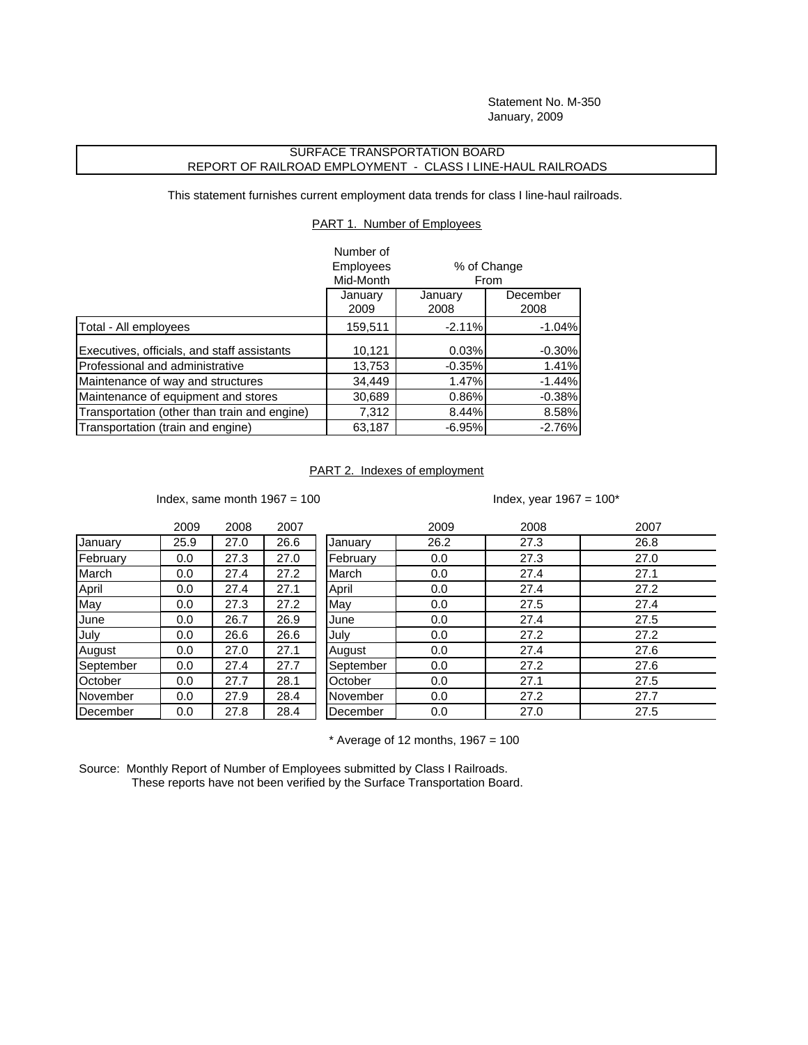Statement No. M-350
January, 2009

# SURFACE TRANSPORTATION BOARD
## REPORT OF RAILROAD EMPLOYMENT - CLASS I LINE-HAUL RAILROADS

This statement furnishes current employment data trends for class I line-haul railroads.

### PART 1. Number of Employees

| | Number of Employees Mid-Month | % of Change From | |
|---|---|---|---|
| | January 2009 | January 2008 | December 2008 |
| Total - All employees | 159,511 | -2.11% | -1.04% |
| Executives, officials, and staff assistants | 10,121 | 0.03% | -0.30% |
| Professional and administrative | 13,753 | -0.35% | 1.41% |
| Maintenance of way and structures | 34,449 | 1.47% | -1.44% |
| Maintenance of equipment and stores | 30,689 | 0.86% | -0.38% |
| Transportation (other than train and engine) | 7,312 | 8.44% | 8.58% |
| Transportation (train and engine) | 63,187 | -6.95% | -2.76% |

### PART 2. Indexes of employment

Index, same month 1967 = 100

| | 2009 | 2008 | 2007 |
|---|---|---|---|
| January | 25.9 | 27.0 | 26.6 |
| February | 0.0 | 27.3 | 27.0 |
| March | 0.0 | 27.4 | 27.2 |
| April | 0.0 | 27.4 | 27.1 |
| May | 0.0 | 27.3 | 27.2 |
| June | 0.0 | 26.7 | 26.9 |
| July | 0.0 | 26.6 | 26.6 |
| August | 0.0 | 27.0 | 27.1 |
| September | 0.0 | 27.4 | 27.7 |
| October | 0.0 | 27.7 | 28.1 |
| November | 0.0 | 27.9 | 28.4 |
| December | 0.0 | 27.8 | 28.4 |

Index, year 1967 = 100*

| | 2009 | 2008 | 2007 |
|---|---|---|---|
| January | 26.2 | 27.3 | 26.8 |
| February | 0.0 | 27.3 | 27.0 |
| March | 0.0 | 27.4 | 27.1 |
| April | 0.0 | 27.4 | 27.2 |
| May | 0.0 | 27.5 | 27.4 |
| June | 0.0 | 27.4 | 27.5 |
| July | 0.0 | 27.2 | 27.2 |
| August | 0.0 | 27.4 | 27.6 |
| September | 0.0 | 27.2 | 27.6 |
| October | 0.0 | 27.1 | 27.5 |
| November | 0.0 | 27.2 | 27.7 |
| December | 0.0 | 27.0 | 27.5 |

* Average of 12 months, 1967 = 100

Source: Monthly Report of Number of Employees submitted by Class I Railroads.
These reports have not been verified by the Surface Transportation Board.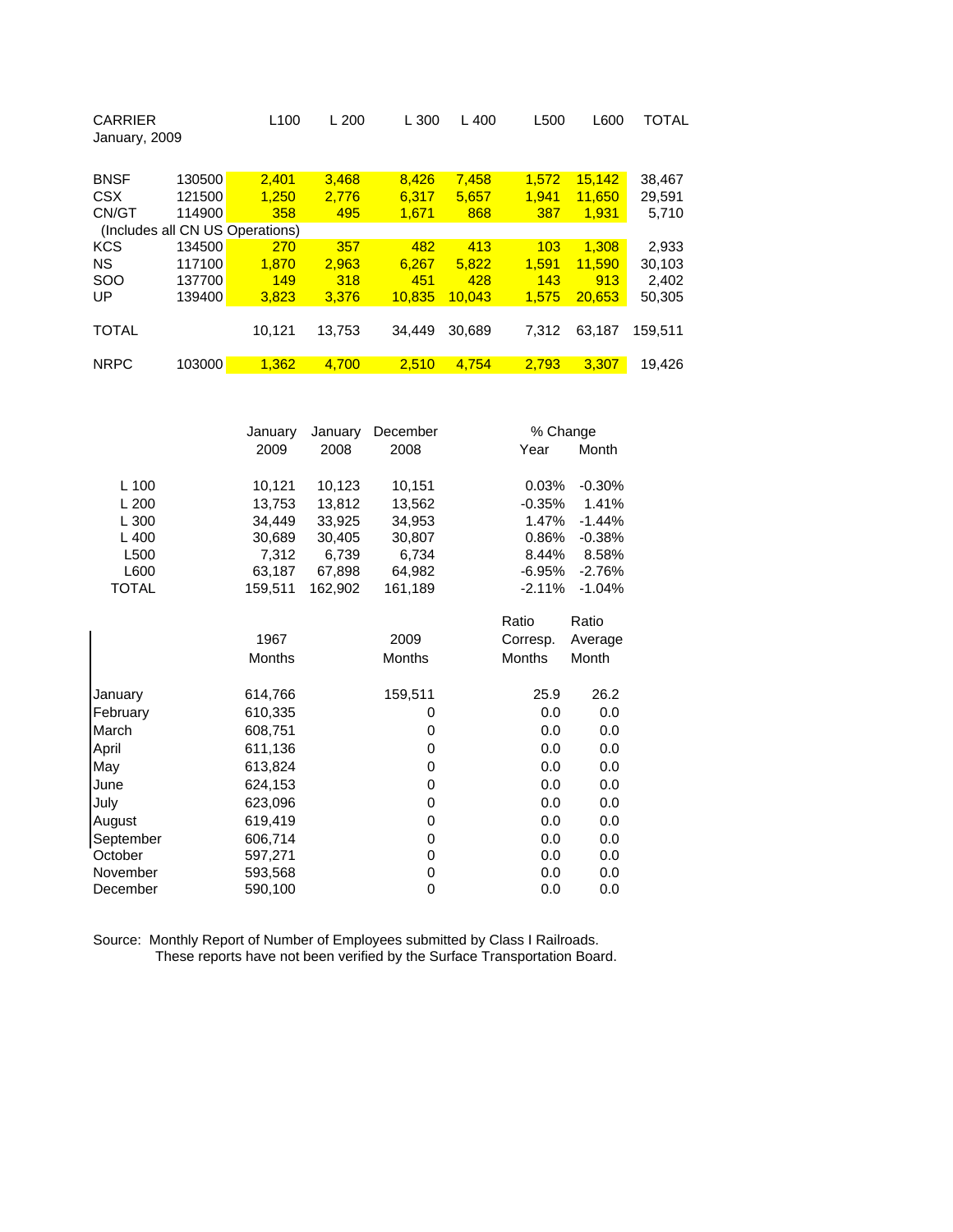| CARRIER January, 2009 | | L100 | L 200 | L 300 | L 400 | L500 | L600 | TOTAL |
|---|---|---|---|---|---|---|---|---|
| BNSF | 130500 | 2,401 | 3,468 | 8,426 | 7,458 | 1,572 | 15,142 | 38,467 |
| CSX | 121500 | 1,250 | 2,776 | 6,317 | 5,657 | 1,941 | 11,650 | 29,591 |
| CN/GT | 114900 | 358 | 495 | 1,671 | 868 | 387 | 1,931 | 5,710 |
| (Includes all CN US Operations) | | | | | | | | |
| KCS | 134500 | 270 | 357 | 482 | 413 | 103 | 1,308 | 2,933 |
| NS | 117100 | 1,870 | 2,963 | 6,267 | 5,822 | 1,591 | 11,590 | 30,103 |
| SOO | 137700 | 149 | 318 | 451 | 428 | 143 | 913 | 2,402 |
| UP | 139400 | 3,823 | 3,376 | 10,835 | 10,043 | 1,575 | 20,653 | 50,305 |
| TOTAL | | 10,121 | 13,753 | 34,449 | 30,689 | 7,312 | 63,187 | 159,511 |
| NRPC | 103000 | 1,362 | 4,700 | 2,510 | 4,754 | 2,793 | 3,307 | 19,426 |

| | January 2009 | January 2008 | December 2008 | % Change Year | % Change Month |
|---|---|---|---|---|---|
| L 100 | 10,121 | 10,123 | 10,151 | 0.03% | -0.30% |
| L 200 | 13,753 | 13,812 | 13,562 | -0.35% | 1.41% |
| L 300 | 34,449 | 33,925 | 34,953 | 1.47% | -1.44% |
| L 400 | 30,689 | 30,405 | 30,807 | 0.86% | -0.38% |
| L500 | 7,312 | 6,739 | 6,734 | 8.44% | 8.58% |
| L600 | 63,187 | 67,898 | 64,982 | -6.95% | -2.76% |
| TOTAL | 159,511 | 162,902 | 161,189 | -2.11% | -1.04% |

| | 1967 Months | 2009 Months | Ratio Corresp. Months | Ratio Average Month |
|---|---|---|---|---|
| January | 614,766 | 159,511 | 25.9 | 26.2 |
| February | 610,335 | 0 | 0.0 | 0.0 |
| March | 608,751 | 0 | 0.0 | 0.0 |
| April | 611,136 | 0 | 0.0 | 0.0 |
| May | 613,824 | 0 | 0.0 | 0.0 |
| June | 624,153 | 0 | 0.0 | 0.0 |
| July | 623,096 | 0 | 0.0 | 0.0 |
| August | 619,419 | 0 | 0.0 | 0.0 |
| September | 606,714 | 0 | 0.0 | 0.0 |
| October | 597,271 | 0 | 0.0 | 0.0 |
| November | 593,568 | 0 | 0.0 | 0.0 |
| December | 590,100 | 0 | 0.0 | 0.0 |

Source: Monthly Report of Number of Employees submitted by Class I Railroads.
These reports have not been verified by the Surface Transportation Board.